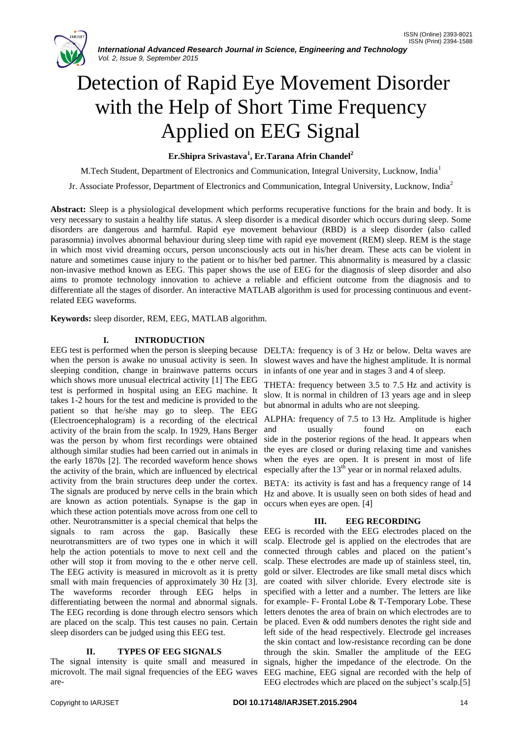# Detection of Rapid Eye Movement Disorder with the Help of Short Time Frequency Applied on EEG Signal

**Er.Shipra Srivastava[1], Er.Tarana Afrin Chandel[2]**

M.Tech Student, Department of Electronics and Communication, Integral University, Lucknow, India[1]

Jr. Associate Professor, Department of Electronics and Communication, Integral University, Lucknow, India[2]

**Abstract:** Sleep is a physiological development which performs recuperative functions for the brain and body. It is very necessary to sustain a healthy life status. A sleep disorder is a medical disorder which occurs during sleep. Some disorders are dangerous and harmful. Rapid eye movement behaviour (RBD) is a sleep disorder (also called parasomnia) involves abnormal behaviour during sleep time with rapid eye movement (REM) sleep. REM is the stage in which most vivid dreaming occurs, person unconsciously acts out in his/her dream. These acts can be violent in nature and sometimes cause injury to the patient or to his/her bed partner. This abnormality is measured by a classic non-invasive method known as EEG. This paper shows the use of EEG for the diagnosis of sleep disorder and also aims to promote technology innovation to achieve a reliable and efficient outcome from the diagnosis and to differentiate all the stages of disorder. An interactive MATLAB algorithm is used for processing continuous and event-related EEG waveforms.

**Keywords:** sleep disorder, REM, EEG, MATLAB algorithm.

## I. INTRODUCTION

EEG test is performed when the person is sleeping because when the person is awake no unusual activity is seen. In sleeping condition, change in brainwave patterns occurs which shows more unusual electrical activity [1] The EEG test is performed in hospital using an EEG machine. It takes 1-2 hours for the test and medicine is provided to the patient so that he/she may go to sleep. The EEG (Electroencephalogram) is a recording of the electrical activity of the brain from the scalp. In 1929, Hans Berger was the person by whom first recordings were obtained although similar studies had been carried out in animals in the early 1870s [2]. The recorded waveform hence shows the activity of the brain, which are influenced by electrical activity from the brain structures deep under the cortex. The signals are produced by nerve cells in the brain which are known as action potentials. Synapse is the gap in which these action potentials move across from one cell to other. Neurotransmitter is a special chemical that helps the signals to ram across the gap. Basically these neurotransmitters are of two types one in which it will help the action potentials to move to next cell and the other will stop it from moving to the e other nerve cell. The EEG activity is measured in microvolt as it is pretty small with main frequencies of approximately 30 Hz [3]. The waveforms recorder through EEG helps in differentiating between the normal and abnormal signals. The EEG recording is done through electro sensors which are placed on the scalp. This test causes no pain. Certain sleep disorders can be judged using this EEG test.

## II. TYPES OF EEG SIGNALS

The signal intensity is quite small and measured in microvolt. The mail signal frequencies of the EEG waves are-

DELTA: frequency is of 3 Hz or below. Delta waves are slowest waves and have the highest amplitude. It is normal in infants of one year and in stages 3 and 4 of sleep.

THETA: frequency between 3.5 to 7.5 Hz and activity is slow. It is normal in children of 13 years age and in sleep but abnormal in adults who are not sleeping.

ALPHA: frequency of 7.5 to 13 Hz. Amplitude is higher and usually found on each side in the posterior regions of the head. It appears when the eyes are closed or during relaxing time and vanishes when the eyes are open. It is present in most of life especially after the 13th year or in normal relaxed adults.

BETA: its activity is fast and has a frequency range of 14 Hz and above. It is usually seen on both sides of head and occurs when eyes are open. [4]

## III. EEG RECORDING

EEG is recorded with the EEG electrodes placed on the scalp. Electrode gel is applied on the electrodes that are connected through cables and placed on the patient's scalp. These electrodes are made up of stainless steel, tin, gold or silver. Electrodes are like small metal discs which are coated with silver chloride. Every electrode site is specified with a letter and a number. The letters are like for example- F- Frontal Lobe & T-Temporary Lobe. These letters denotes the area of brain on which electrodes are to be placed. Even & odd numbers denotes the right side and left side of the head respectively. Electrode gel increases the skin contact and low-resistance recording can be done through the skin. Smaller the amplitude of the EEG signals, higher the impedance of the electrode. On the EEG machine, EEG signal are recorded with the help of EEG electrodes which are placed on the subject's scalp.[5]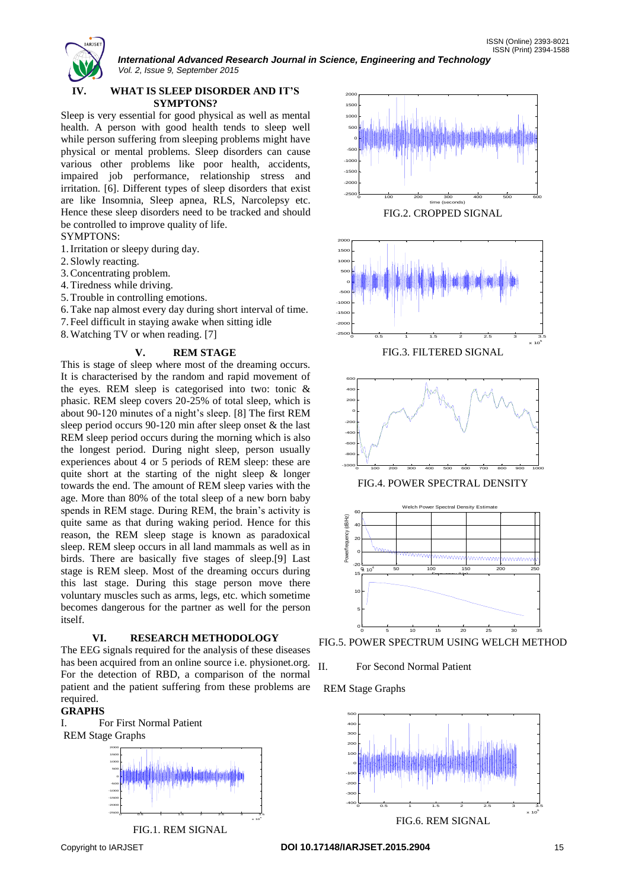## IV. WHAT IS SLEEP DISORDER AND IT'S SYMPTONS?

Sleep is very essential for good physical as well as mental health. A person with good health tends to sleep well while person suffering from sleeping problems might have physical or mental problems. Sleep disorders can cause various other problems like poor health, accidents, impaired job performance, relationship stress and irritation. [6]. Different types of sleep disorders that exist are like Insomnia, Sleep apnea, RLS, Narcolepsy etc. Hence these sleep disorders need to be tracked and should be controlled to improve quality of life.

SYMPTONS:

1. Irritation or sleepy during day.
2. Slowly reacting.
3. Concentrating problem.
4. Tiredness while driving.
5. Trouble in controlling emotions.
6. Take nap almost every day during short interval of time.
7. Feel difficult in staying awake when sitting idle
8. Watching TV or when reading. [7]

## V. REM STAGE

This is stage of sleep where most of the dreaming occurs. It is characterised by the random and rapid movement of the eyes. REM sleep is categorised into two: tonic & phasic. REM sleep covers 20-25% of total sleep, which is about 90-120 minutes of a night's sleep. [8] The first REM sleep period occurs 90-120 min after sleep onset & the last REM sleep period occurs during the morning which is also the longest period. During night sleep, person usually experiences about 4 or 5 periods of REM sleep: these are quite short at the starting of the night sleep & longer towards the end. The amount of REM sleep varies with the age. More than 80% of the total sleep of a new born baby spends in REM stage. During REM, the brain's activity is quite same as that during waking period. Hence for this reason, the REM sleep stage is known as paradoxical sleep. REM sleep occurs in all land mammals as well as in birds. There are basically five stages of sleep.[9] Last stage is REM sleep. Most of the dreaming occurs during this last stage. During this stage person move there voluntary muscles such as arms, legs, etc. which sometime becomes dangerous for the partner as well for the person itself.

## VI. RESEARCH METHODOLOGY

The EEG signals required for the analysis of these diseases has been acquired from an online source i.e. physionet.org. For the detection of RBD, a comparison of the normal patient and the patient suffering from these problems are required.

**GRAPHS**

I. For First Normal Patient

REM Stage Graphs

FIG.1. REM SIGNAL

FIG.2. CROPPED SIGNAL

FIG.3. FILTERED SIGNAL

FIG.4. POWER SPECTRAL DENSITY

FIG.5. POWER SPECTRUM USING WELCH METHOD

II. For Second Normal Patient

REM Stage Graphs

FIG.6. REM SIGNAL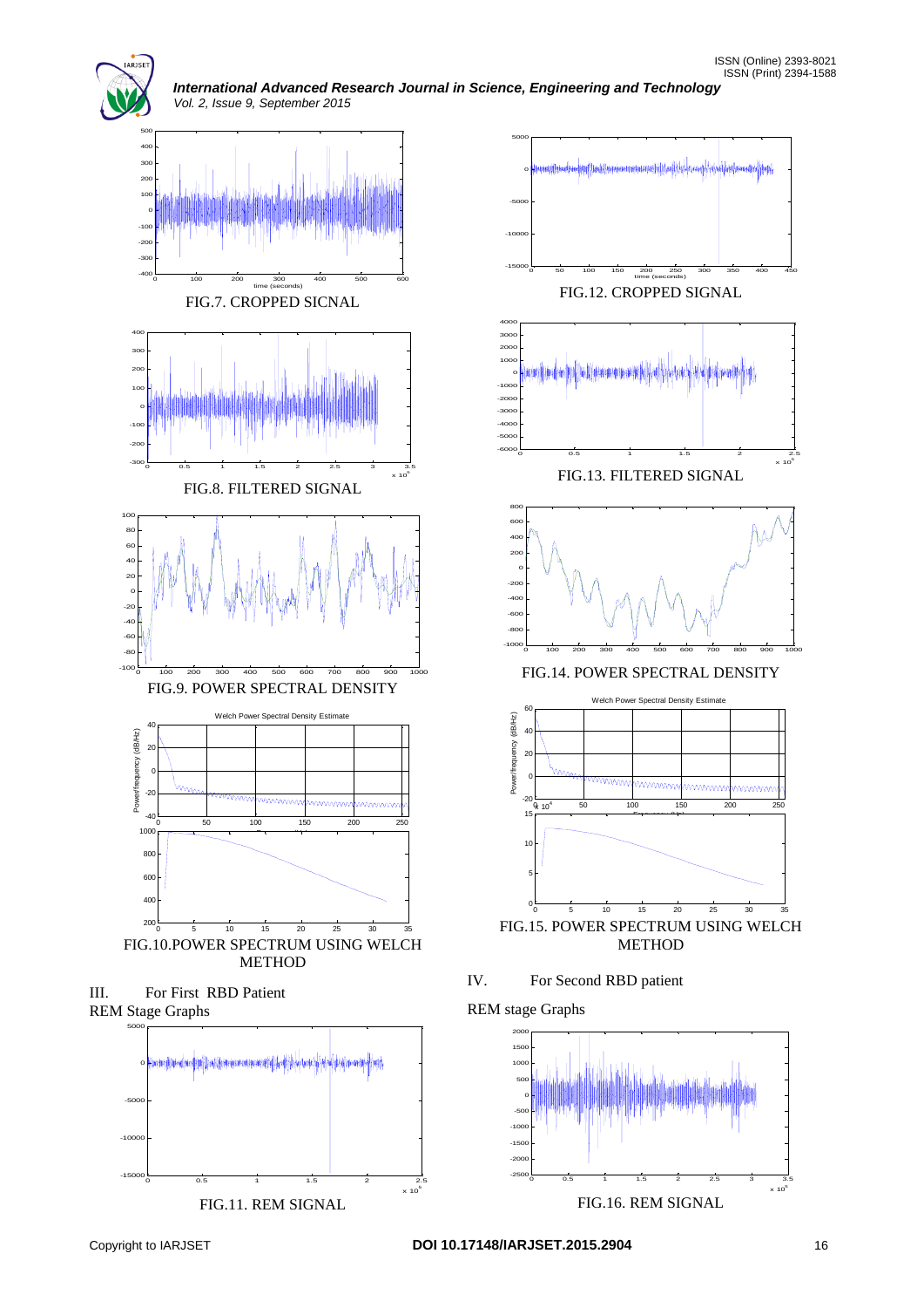FIG.7. CROPPED SICNAL

FIG.8. FILTERED SIGNAL

FIG.9. POWER SPECTRAL DENSITY

FIG.10.POWER SPECTRUM USING WELCH METHOD

## III. For First RBD Patient

REM Stage Graphs

FIG.11. REM SIGNAL

FIG.12. CROPPED SIGNAL

FIG.13. FILTERED SIGNAL

FIG.14. POWER SPECTRAL DENSITY

FIG.15. POWER SPECTRUM USING WELCH METHOD

## IV. For Second RBD patient

REM stage Graphs

FIG.16. REM SIGNAL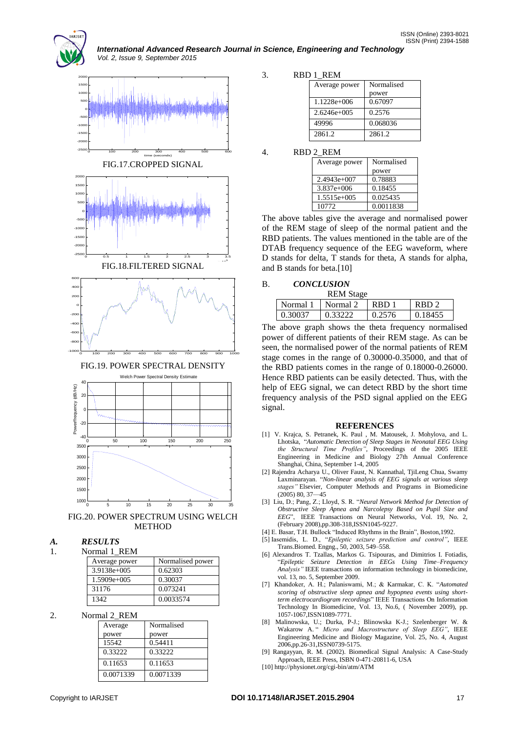2000
1500
1000
500
0
-500
-1000
-1500
-2000
-2500
0 100 200 300 400 500 600
time (seconds)

FIG.17.CROPPED SIGNAL

2000
1500
1000
500
0
-500
-1000
-1500
-2000
-2500
0 0.5 1 1.5 2 2.5 3 3.5

FIG.18.FILTERED SIGNAL

600
400
200
0
-200
-400
-600
-800
-1000
0 100 200 300 400 500 600 700 800 900 1000

FIG.19. POWER SPECTRAL DENSITY

Welch Power Spectral Density Estimate

Power/frequency (dB/Hz)

40
20
0
-20
-40
0 50 100 150 200 250

3500
3000
2500
2000
1500
1000
0 5 10 15 20 25 30 35

FIG.20. POWER SPECTRUM USING WELCH METHOD

### *A. RESULTS*

1. Normal 1_REM

| Average power | Normalised power |
|---|---|
| 3.9138e+005 | 0.62303 |
| 1.5909e+005 | 0.30037 |
| 31176 | 0.073241 |
| 1342 | 0.0033574 |

2. Normal 2_REM

| Average power | Normalised power |
|---|---|
| 15542 | 0.54411 |
| 0.33222 | 0.33222 |
| 0.11653 | 0.11653 |
| 0.0071339 | 0.0071339 |

3. RBD 1_REM

| Average power | Normalised power |
|---|---|
| 1.1228e+006 | 0.67097 |
| 2.6246e+005 | 0.2576 |
| 49996 | 0.068036 |
| 2861.2 | 2861.2 |

4. RBD 2_REM

| Average power | Normalised power |
|---|---|
| 2.4943e+007 | 0.78883 |
| 3.837e+006 | 0.18455 |
| 1.5515e+005 | 0.025435 |
| 10772 | 0.0011838 |

The above tables give the average and normalised power of the REM stage of sleep of the normal patient and the RBD patients. The values mentioned in the table are of the DTAB frequency sequence of the EEG waveform, where D stands for delta, T stands for theta, A stands for alpha, and B stands for beta.[10]

### B. *CONCLUSION*

REM Stage

| Normal 1 | Normal 2 | RBD 1 | RBD 2 |
|---|---|---|---|
| 0.30037 | 0.33222 | 0.2576 | 0.18455 |

The above graph shows the theta frequency normalised power of different patients of their REM stage. As can be seen, the normalised power of the normal patients of REM stage comes in the range of 0.30000-0.35000, and that of the RBD patients comes in the range of 0.18000-0.26000. Hence RBD patients can be easily detected. Thus, with the help of EEG signal, we can detect RBD by the short time frequency analysis of the PSD signal applied on the EEG signal.

## REFERENCES

[1] V. Krajca, S. Petranek, K. Paul , M. Matousek, J. Mohylova, and L. Lhotska, "*Automatic Detection of Sleep Stages in Neonatal EEG Using the Structural Time Profiles"*, Proceedings of the 2005 IEEE Engineering in Medicine and Biology 27th Annual Conference Shanghai, China, September 1-4, 2005

[2] Rajendra Acharya U., Oliver Faust, N. Kannathal, TjiLeng Chua, Swamy Laxminarayan. "*Non-linear analysis of EEG signals at various sleep stages"* Elsevier, Computer Methods and Programs in Biomedicine (2005) 80, 37—45

[3] Liu, D.; Pang, Z.; Lloyd, S. R. "*Neural Network Method for Detection of Obstructive Sleep Apnea and Narcolepsy Based on Pupil Size and EEG*", IEEE Transactions on Neural Networks, Vol. 19, No. 2, (February 2008),pp.308-318,ISSN1045-9227.

[4] E. Basar, T.H. Bullock "Induced Rhythms in the Brain", Boston,1992.

[5] Iasemidis, L. D., "*Epileptic seizure prediction and control"*, IEEE Trans.Biomed. Engng., 50, 2003, 549–558.

[6] Alexandros T. Tzallas, Markos G. Tsipouras, and Dimitrios I. Fotiadis, "*Epileptic Seizure Detection in EEGs Using Time–Frequency Analysis"* IEEE transactions on information technology in biomedicine, vol. 13, no. 5, September 2009.

[7] Khandoker, A. H.; Palaniswami, M.; & Karmakar, C. K. "*Automated scoring of obstructive sleep apnea and hypopnea events using short-term electrocardiogram recordings*" IEEE Transactions On Information Technology In Biomedicine, Vol. 13, No.6, ( November 2009), pp. 1057-1067,ISSN1089-7771.

[8] Malinowska, U.; Durka, P-J.; Blinowska K-J.; Szelenberger W. & Wakarow A. " *Micro and Macrostructure of Sleep EEG"*, IEEE Engineering Medicine and Biology Magazine, Vol. 25, No. 4, August 2006,pp.26-31,ISSN0739-5175.

[9] Rangayyan, R. M. (2002). Biomedical Signal Analysis: A Case-Study Approach, IEEE Press, ISBN 0-471-20811-6, USA

[10] http://physionet.org/cgi-bin/atm/ATM